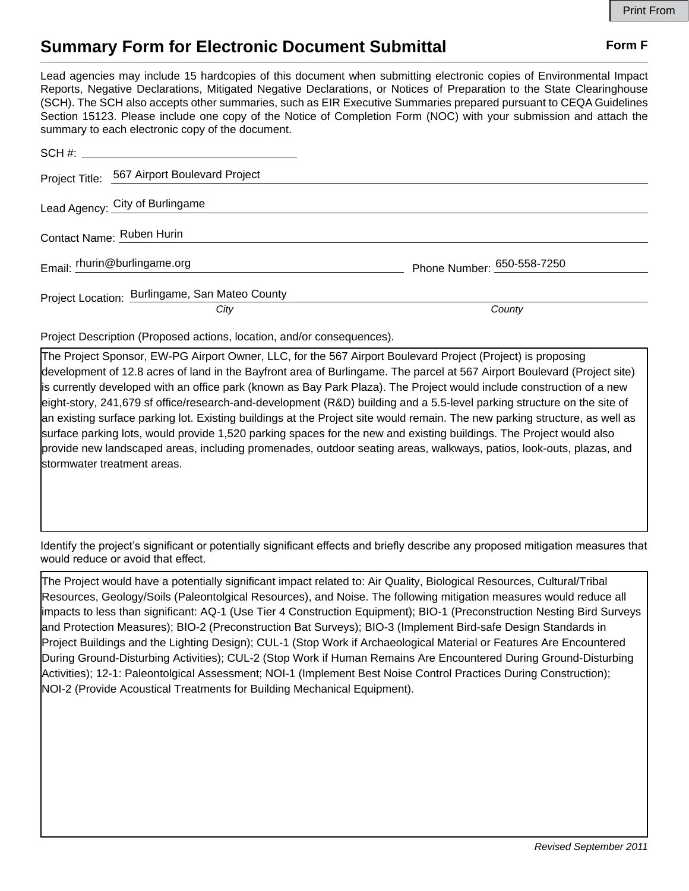# Summary Form for Electronic Document Submittal

**Form F**

Lead agencies may include 15 hardcopies of this document when submitting electronic copies of Environmental Impact Reports, Negative Declarations, Mitigated Negative Declarations, or Notices of Preparation to the State Clearinghouse (SCH). The SCH also accepts other summaries, such as EIR Executive Summaries prepared pursuant to CEQA Guidelines Section 15123. Please include one copy of the Notice of Completion Form (NOC) with your submission and attach the summary to each electronic copy of the document.

SCH #: 

Project Title: 567 Airport Boulevard Project

Lead Agency: City of Burlingame

Contact Name: Ruben Hurin

Email: rhurin@burlingame.org  Phone Number: 650-558-7250

Project Location: Burlingame, San Mateo County

*City*  *County*

Project Description (Proposed actions, location, and/or consequences).

The Project Sponsor, EW-PG Airport Owner, LLC, for the 567 Airport Boulevard Project (Project) is proposing development of 12.8 acres of land in the Bayfront area of Burlingame. The parcel at 567 Airport Boulevard (Project site) is currently developed with an office park (known as Bay Park Plaza). The Project would include construction of a new eight-story, 241,679 sf office/research-and-development (R&D) building and a 5.5-level parking structure on the site of an existing surface parking lot. Existing buildings at the Project site would remain. The new parking structure, as well as surface parking lots, would provide 1,520 parking spaces for the new and existing buildings. The Project would also provide new landscaped areas, including promenades, outdoor seating areas, walkways, patios, look-outs, plazas, and stormwater treatment areas.

Identify the project's significant or potentially significant effects and briefly describe any proposed mitigation measures that would reduce or avoid that effect.

The Project would have a potentially significant impact related to: Air Quality, Biological Resources, Cultural/Tribal Resources, Geology/Soils (Paleontolgical Resources), and Noise. The following mitigation measures would reduce all impacts to less than significant: AQ-1 (Use Tier 4 Construction Equipment); BIO-1 (Preconstruction Nesting Bird Surveys and Protection Measures); BIO-2 (Preconstruction Bat Surveys); BIO-3 (Implement Bird-safe Design Standards in Project Buildings and the Lighting Design); CUL-1 (Stop Work if Archaeological Material or Features Are Encountered During Ground-Disturbing Activities); CUL-2 (Stop Work if Human Remains Are Encountered During Ground-Disturbing Activities); 12-1: Paleontolgical Assessment; NOI-1 (Implement Best Noise Control Practices During Construction); NOI-2 (Provide Acoustical Treatments for Building Mechanical Equipment).

*Revised September 2011*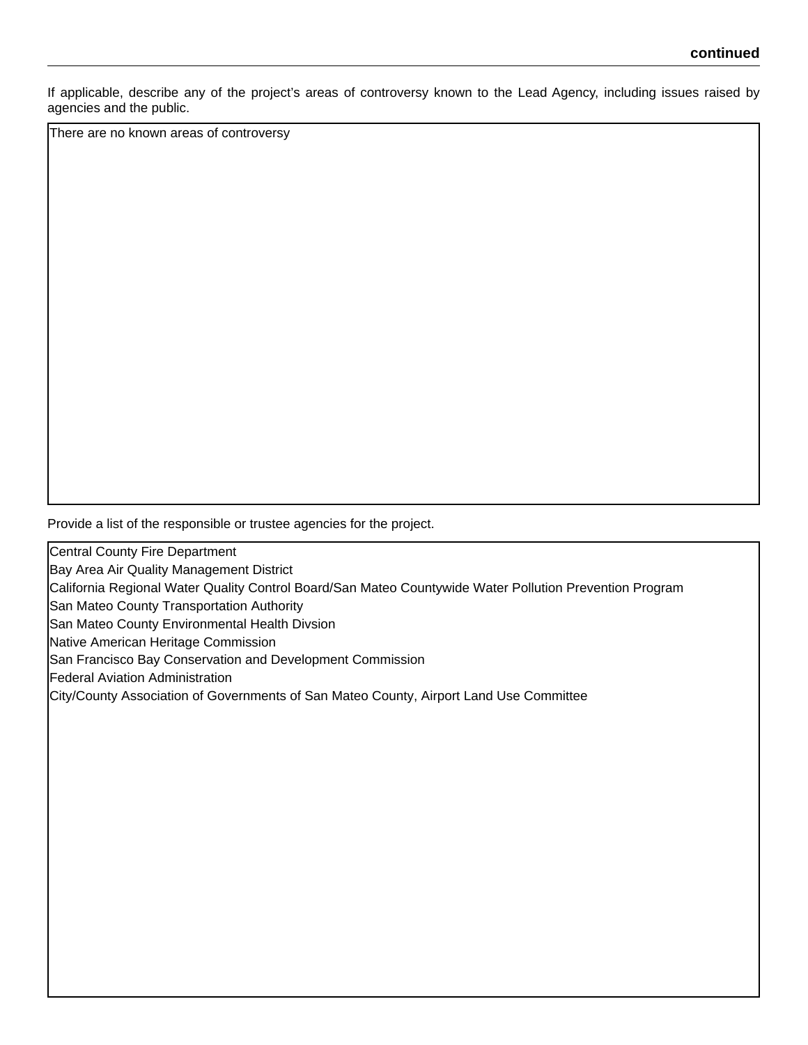**continued**

If applicable, describe any of the project's areas of controversy known to the Lead Agency, including issues raised by agencies and the public.

There are no known areas of controversy

Provide a list of the responsible or trustee agencies for the project.

Central County Fire Department
Bay Area Air Quality Management District
California Regional Water Quality Control Board/San Mateo Countywide Water Pollution Prevention Program
San Mateo County Transportation Authority
San Mateo County Environmental Health Divsion
Native American Heritage Commission
San Francisco Bay Conservation and Development Commission
Federal Aviation Administration
City/County Association of Governments of San Mateo County, Airport Land Use Committee